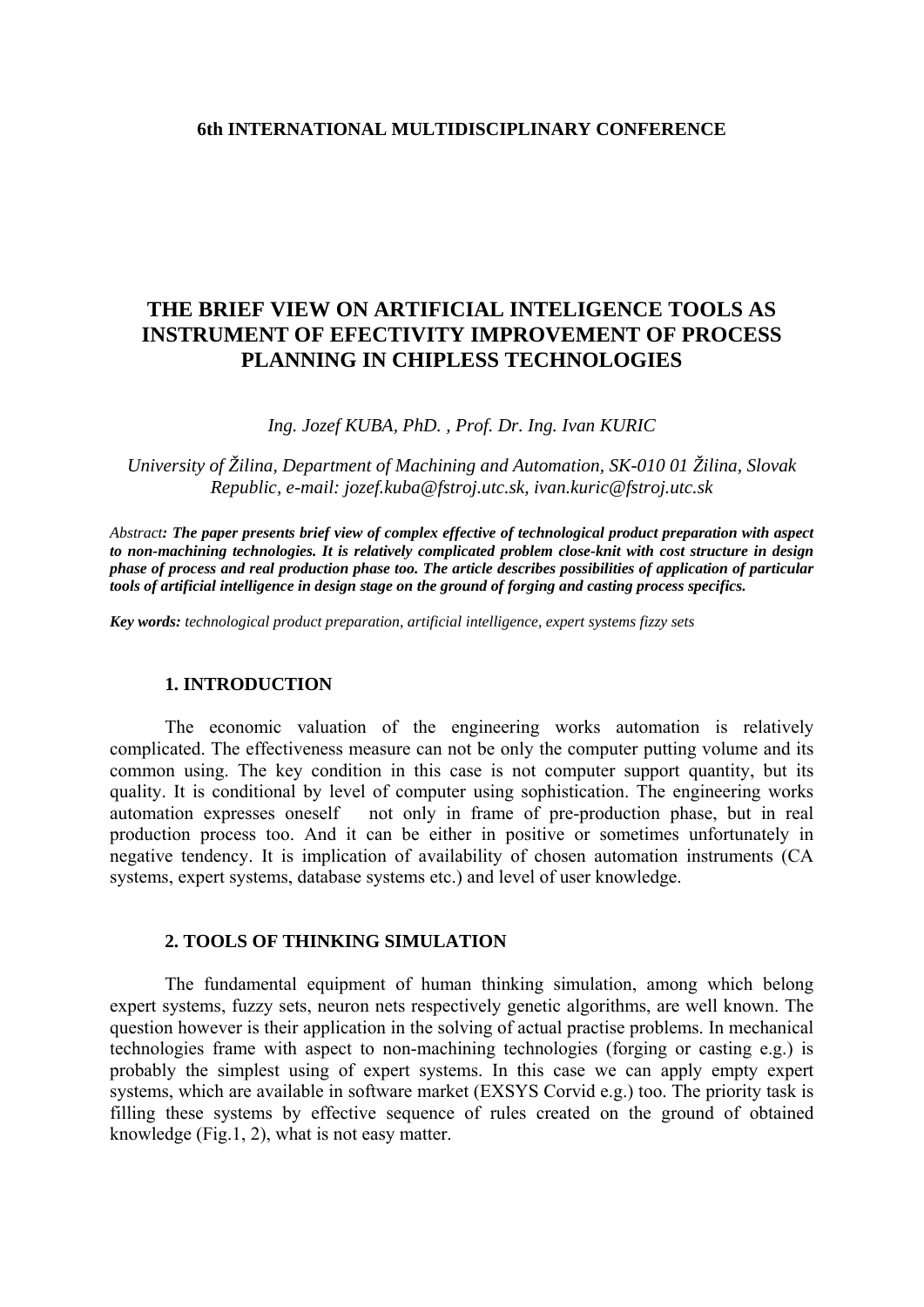**6th INTERNATIONAL MULTIDISCIPLINARY CONFERENCE**

# THE BRIEF VIEW ON ARTIFICIAL INTELIGENCE TOOLS AS INSTRUMENT OF EFECTIVITY IMPROVEMENT OF PROCESS PLANNING IN CHIPLESS TECHNOLOGIES

*Ing. Jozef KUBA, PhD. , Prof. Dr. Ing. Ivan KURIC*

*University of Žilina, Department of Machining and Automation, SK-010 01 Žilina, Slovak Republic, e-mail: jozef.kuba@fstroj.utc.sk, ivan.kuric@fstroj.utc.sk*

*Abstract**: The paper presents brief view of complex effective of technological product preparation with aspect to non-machining technologies. It is relatively complicated problem close-knit with cost structure in design phase of process and real production phase too. The article describes possibilities of application of particular tools of artificial intelligence in design stage on the ground of forging and casting process specifics.***

***Key words:*** *technological product preparation, artificial intelligence, expert systems fuzzy sets*

## 1. INTRODUCTION

The economic valuation of the engineering works automation is relatively complicated. The effectiveness measure can not be only the computer putting volume and its common using. The key condition in this case is not computer support quantity, but its quality. It is conditional by level of computer using sophistication. The engineering works automation expresses oneself not only in frame of pre-production phase, but in real production process too. And it can be either in positive or sometimes unfortunately in negative tendency. It is implication of availability of chosen automation instruments (CA systems, expert systems, database systems etc.) and level of user knowledge.

## 2. TOOLS OF THINKING SIMULATION

The fundamental equipment of human thinking simulation, among which belong expert systems, fuzzy sets, neuron nets respectively genetic algorithms, are well known. The question however is their application in the solving of actual practise problems. In mechanical technologies frame with aspect to non-machining technologies (forging or casting e.g.) is probably the simplest using of expert systems. In this case we can apply empty expert systems, which are available in software market (EXSYS Corvid e.g.) too. The priority task is filling these systems by effective sequence of rules created on the ground of obtained knowledge (Fig.1, 2), what is not easy matter.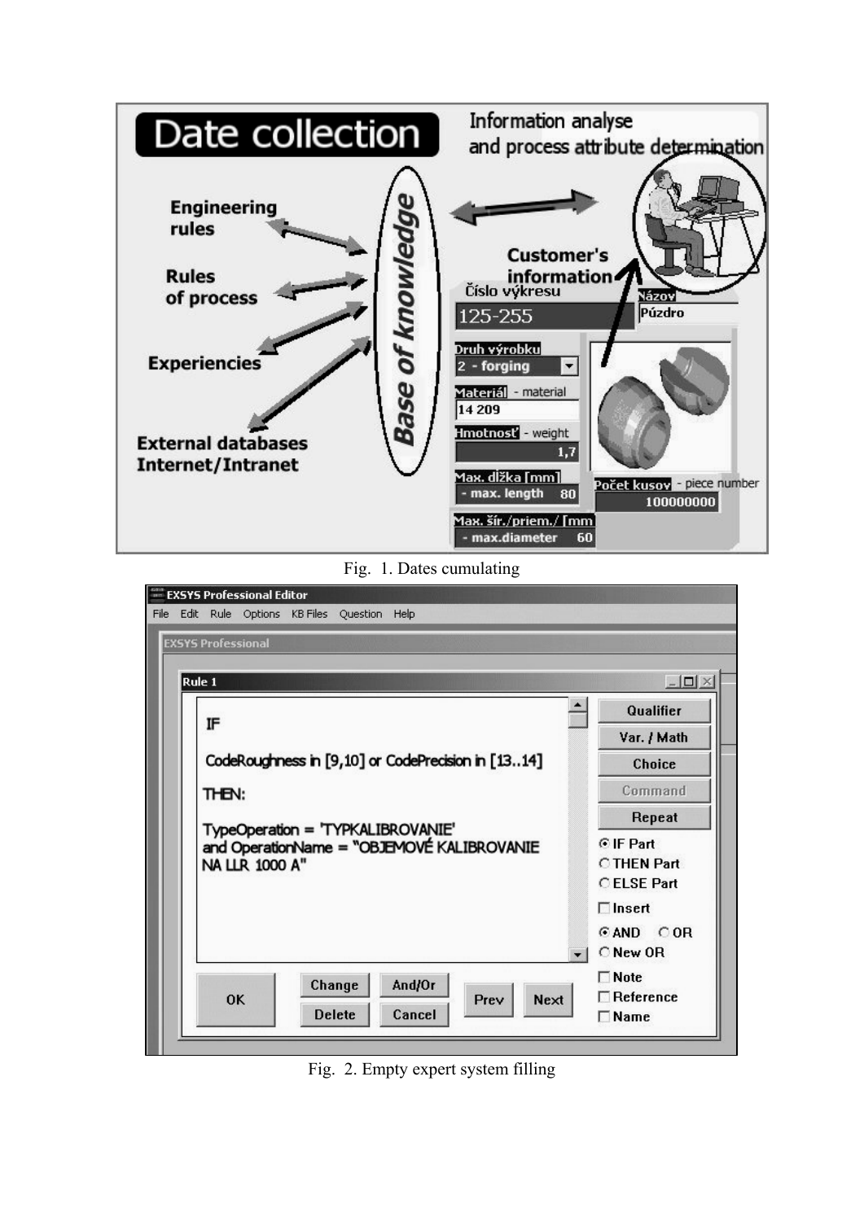Fig. 1. Dates cumulating

Fig. 2. Empty expert system filling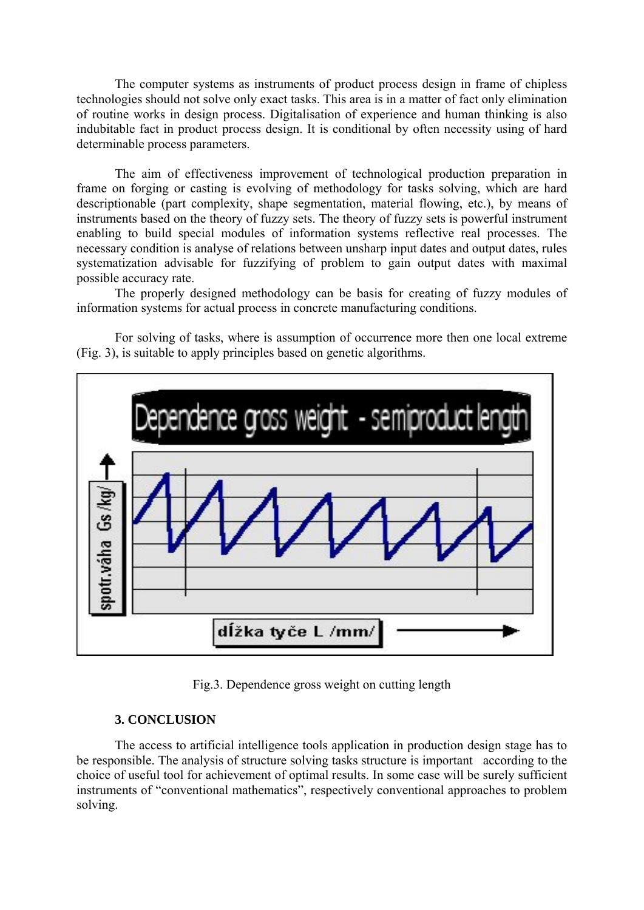The computer systems as instruments of product process design in frame of chipless technologies should not solve only exact tasks. This area is in a matter of fact only elimination of routine works in design process. Digitalisation of experience and human thinking is also indubitable fact in product process design. It is conditional by often necessity using of hard determinable process parameters.

The aim of effectiveness improvement of technological production preparation in frame on forging or casting is evolving of methodology for tasks solving, which are hard descriptionable (part complexity, shape segmentation, material flowing, etc.), by means of instruments based on the theory of fuzzy sets. The theory of fuzzy sets is powerful instrument enabling to build special modules of information systems reflective real processes. The necessary condition is analyse of relations between unsharp input dates and output dates, rules systematization advisable for fuzzifying of problem to gain output dates with maximal possible accuracy rate.

The properly designed methodology can be basis for creating of fuzzy modules of information systems for actual process in concrete manufacturing conditions.

For solving of tasks, where is assumption of occurrence more then one local extreme (Fig. 3), is suitable to apply principles based on genetic algorithms.

Fig.3. Dependence gross weight on cutting length

### 3. CONCLUSION

The access to artificial intelligence tools application in production design stage has to be responsible. The analysis of structure solving tasks structure is important according to the choice of useful tool for achievement of optimal results. In some case will be surely sufficient instruments of "conventional mathematics", respectively conventional approaches to problem solving.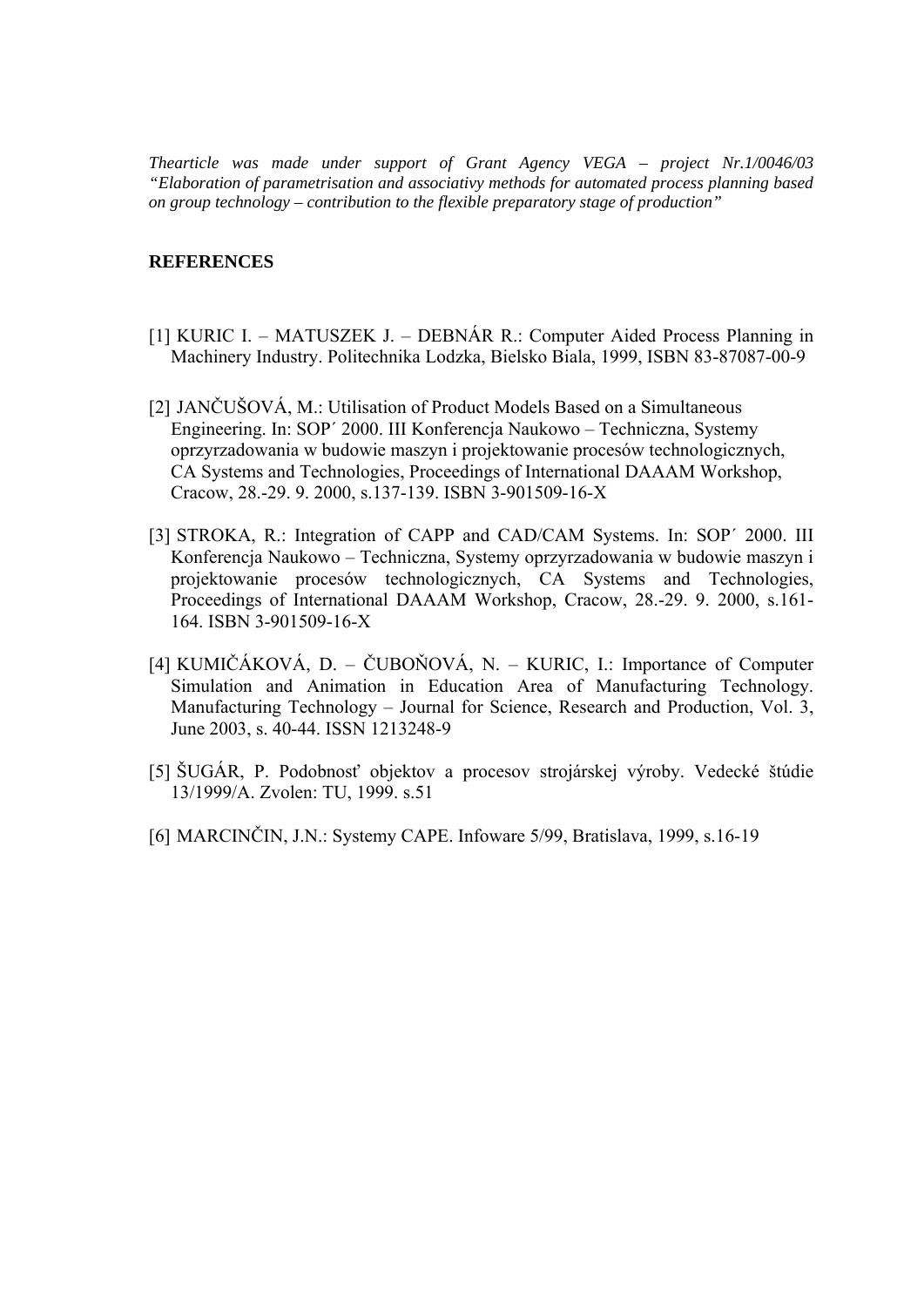*Thearticle was made under support of Grant Agency VEGA – project Nr.1/0046/03 "Elaboration of parametrisation and associativy methods for automated process planning based on group technology – contribution to the flexible preparatory stage of production"*

**REFERENCES**

[1] KURIC I. – MATUSZEK J. – DEBNÁR R.: Computer Aided Process Planning in Machinery Industry. Politechnika Lodzka, Bielsko Biala, 1999, ISBN 83-87087-00-9

[2] JANČUŠOVÁ, M.: Utilisation of Product Models Based on a Simultaneous Engineering. In: SOP´ 2000. III Konferencja Naukowo – Techniczna, Systemy oprzyrzadowania w budowie maszyn i projektowanie procesów technologicznych, CA Systems and Technologies, Proceedings of International DAAAM Workshop, Cracow, 28.-29. 9. 2000, s.137-139. ISBN 3-901509-16-X

[3] STROKA, R.: Integration of CAPP and CAD/CAM Systems. In: SOP´ 2000. III Konferencja Naukowo – Techniczna, Systemy oprzyrzadowania w budowie maszyn i projektowanie procesów technologicznych, CA Systems and Technologies, Proceedings of International DAAAM Workshop, Cracow, 28.-29. 9. 2000, s.161-164. ISBN 3-901509-16-X

[4] KUMIČÁKOVÁ, D. – ČUBOŇOVÁ, N. – KURIC, I.: Importance of Computer Simulation and Animation in Education Area of Manufacturing Technology. Manufacturing Technology – Journal for Science, Research and Production, Vol. 3, June 2003, s. 40-44. ISSN 1213248-9

[5] ŠUGÁR, P. Podobnosť objektov a procesov strojárskej výroby. Vedecké štúdie 13/1999/A. Zvolen: TU, 1999. s.51

[6] MARCINČIN, J.N.: Systemy CAPE. Infoware 5/99, Bratislava, 1999, s.16-19